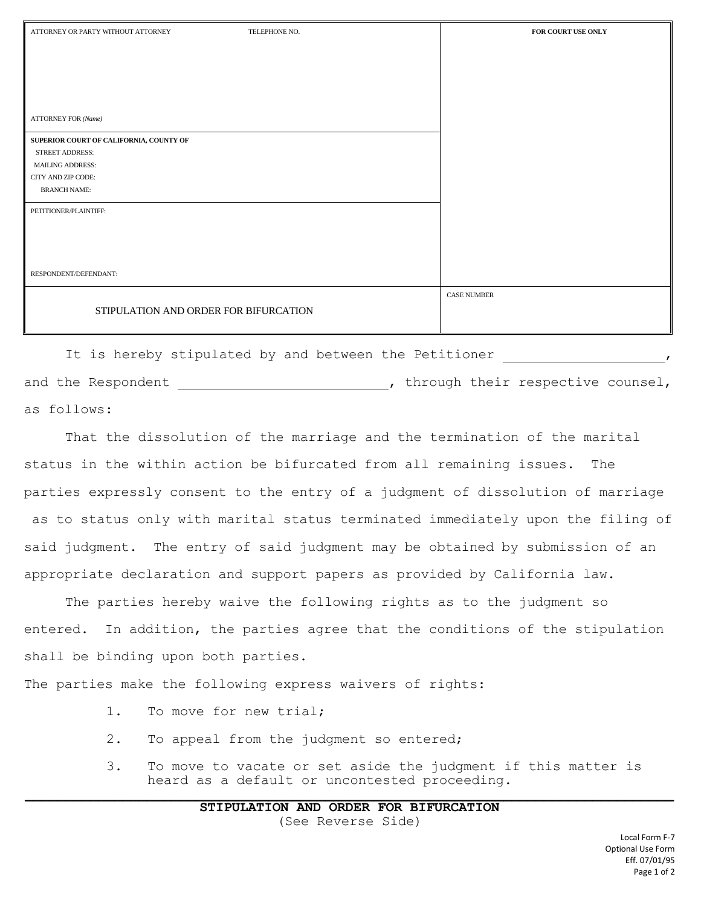| ATTORNEY OR PARTY WITHOUT ATTORNEY TELEPHONE NO. | FOR COURT USE ONLY |
|---|---|
| ATTORNEY FOR *(Name)* | |
| **SUPERIOR COURT OF CALIFORNIA, COUNTY OF**<br>STREET ADDRESS:<br>MAILING ADDRESS:<br>CITY AND ZIP CODE:<br>BRANCH NAME: | |
| PETITIONER/PLAINTIFF:<br><br>RESPONDENT/DEFENDANT: | |
| STIPULATION AND ORDER FOR BIFURCATION | CASE NUMBER |

It is hereby stipulated by and between the Petitioner ____________________, and the Respondent __________________________, through their respective counsel, as follows:

That the dissolution of the marriage and the termination of the marital status in the within action be bifurcated from all remaining issues. The parties expressly consent to the entry of a judgment of dissolution of marriage as to status only with marital status terminated immediately upon the filing of said judgment. The entry of said judgment may be obtained by submission of an appropriate declaration and support papers as provided by California law.

The parties hereby waive the following rights as to the judgment so entered. In addition, the parties agree that the conditions of the stipulation shall be binding upon both parties.

The parties make the following express waivers of rights:

1. To move for new trial;
2. To appeal from the judgment so entered;
3. To move to vacate or set aside the judgment if this matter is heard as a default or uncontested proceeding.

**STIPULATION AND ORDER FOR BIFURCATION**
(See Reverse Side)

Local Form F-7
Optional Use Form
Eff. 07/01/95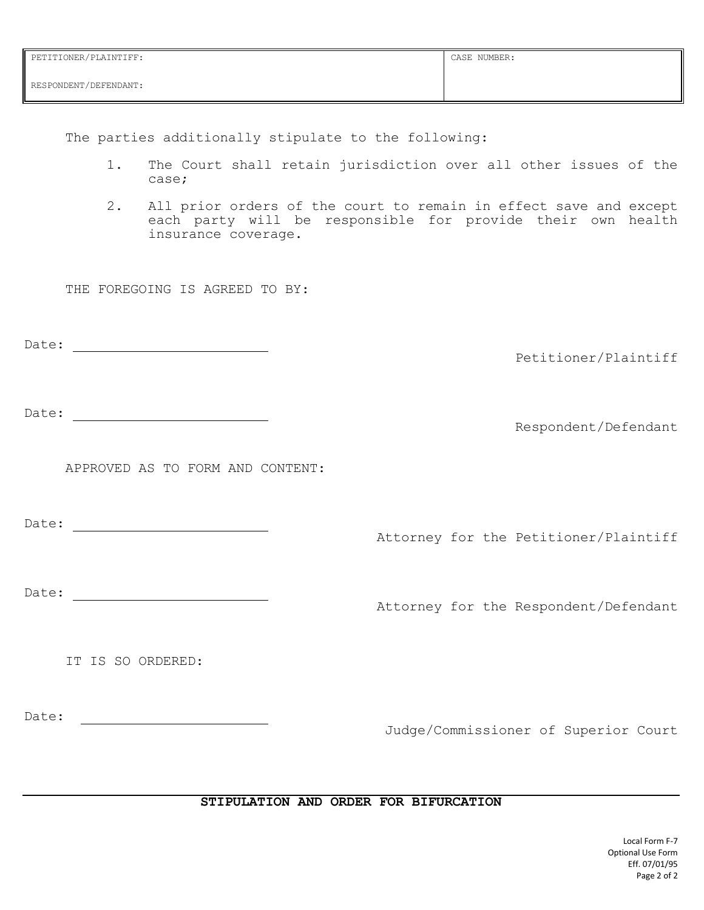| PETITIONER/PLAINTIFF: | CASE NUMBER: |
| --- | --- |
| RESPONDENT/DEFENDANT: | |

The parties additionally stipulate to the following:

1. The Court shall retain jurisdiction over all other issues of the case;

2. All prior orders of the court to remain in effect save and except each party will be responsible for provide their own health insurance coverage.

THE FOREGOING IS AGREED TO BY:

Date: ______________________ Petitioner/Plaintiff

Date: ______________________ Respondent/Defendant

APPROVED AS TO FORM AND CONTENT:

Date: ______________________ Attorney for the Petitioner/Plaintiff

Date: ______________________ Attorney for the Respondent/Defendant

IT IS SO ORDERED:

Date: ______________________ Judge/Commissioner of Superior Court

**STIPULATION AND ORDER FOR BIFURCATION**

Local Form F-7
Optional Use Form
Eff. 07/01/95